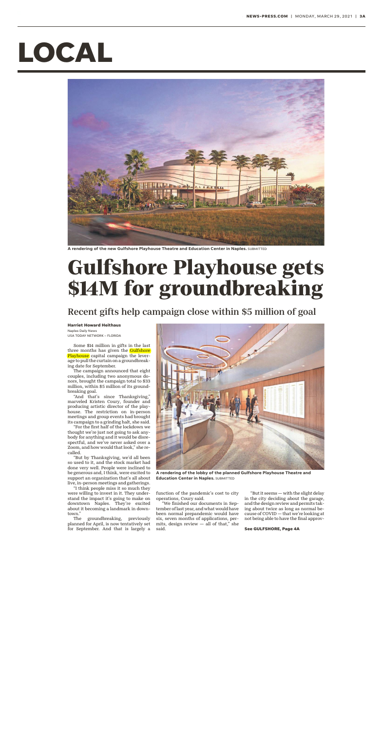# LOCAL

A rendering of the new Gulfshore Playhouse Theatre and Education Center in Naples. SUBMITTED

# Gulfshore Playhouse gets $14M for groundbreaking

## Recent gifts help campaign close within $5 million of goal

**Harriet Howard Heithaus**
Naples Daily News
USA TODAY NETWORK – FLORIDA

Some $14 million in gifts in the last three months has given the Gulfshore Playhouse capital campaign the leverage to pull the curtain on a groundbreaking date for September.

The campaign announced that eight couples, including two anonymous donors, brought the campaign total to $33 million, within $5 million of its groundbreaking goal.

"And that's since Thanksgiving," marveled Kristen Coury, founder and producing artistic director of the playhouse. The restriction on in-person meetings and group events had brought its campaign to a grinding halt, she said.

"For the first half of the lockdown we thought we're just not going to ask anybody for anything and it would be disrespectful, and we've never asked over a Zoom, and how would that look," she recalled.

"But by Thanksgiving, we'd all been so used to it, and the stock market had done very well. People were inclined to be generous and, I think, were excited to support an organization that's all about live, in-person meetings and gatherings.

"I think people miss it so much they were willing to invest in it. They understand the impact it's going to make on downtown Naples. They're excited about it becoming a landmark in downtown."

The groundbreaking, previously planned for April, is now tentatively set for September. And that is largely a function of the pandemic's cost to city operations, Coury said.

"We finished our documents in September of last year, and what would have been normal prepandemic would have six, seven months of applications, permits, design review — all of that," she said.

"But it seems — with the slight delay in the city deciding about the garage, and the design review and permits taking about twice as long as normal because of COVID — that we're looking at not being able to have the final approv-

**See GULFSHORE, Page 4A**

A rendering of the lobby of the planned Gulfshore Playhouse Theatre and Education Center in Naples. SUBMITTED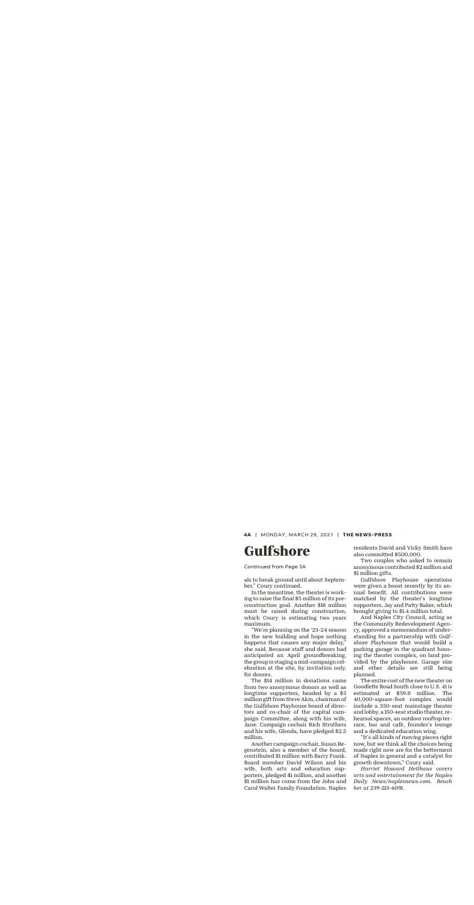# Gulfshore

Continued from Page 3A

als to break ground until about September," Coury continued.

In the meantime, the theater is working to raise the final $5 million of its preconstruction goal. Another $18 million must be raised during construction, which Coury is estimating two years maximum.

"We're planning on the '23-24 season in the new building and hope nothing happens that causes any major delay," she said. Because staff and donors had anticipated an April groundbreaking, the group is staging a mid-campaign celebration at the site, by invitation only, for donors.

The $14 million in donations came from two anonymous donors as well as longtime supporters, headed by a $5 million gift from Steve Akin, chairman of the Gulfshore Playhouse board of directors and co-chair of the capital campaign Committee, along with his wife, Jane. Campaign cochair Rich Struthers and his wife, Glenda, have pledged $2.5 million.

Another campaign cochair, Susan Regenstein, also a member of the board, contributed $1 million with Barry Frank. Board member David Wilson and his wife, both arts and education supporters, pledged $1 million, and another $1 million has come from the John and Carol Walter Family Foundation. Naples residents David and Vicky Smith have also committed $500,000.

Two couples who asked to remain anonymous contributed $2 million and $1 million gifts.

Gulfshore Playhouse operations were given a boost recently by its annual benefit. All contributions were matched by the theater's longtime supporters, Jay and Patty Baker, which brought giving to $1.4 million total.

And Naples City Council, acting as the Community Redevelopment Agency, approved a memorandum of understanding for a partnership with Gulfshore Playhouse that would build a parking garage in the quadrant housing the theater complex, on land provided by the playhouse. Garage size and other details are still being planned.

The entire cost of the new theater on Goodlette Road South close to U.S. 41 is estimated at $59.8 million. The 40,000-square-foot complex would include a 350-seat mainstage theater and lobby, a 150-seat studio theater, rehearsal spaces, an outdoor rooftop terrace, bar and café, founder's lounge and a dedicated education wing.

"It's all kinds of moving pieces right now, but we think all the choices being made right now are for the betterment of Naples in general and a catalyst for growth downtown," Coury said.

*Harriet Howard Heithaus covers arts and entertainment for the Naples Daily News/naplesnews.com. Reach her at 239-213-6091.*